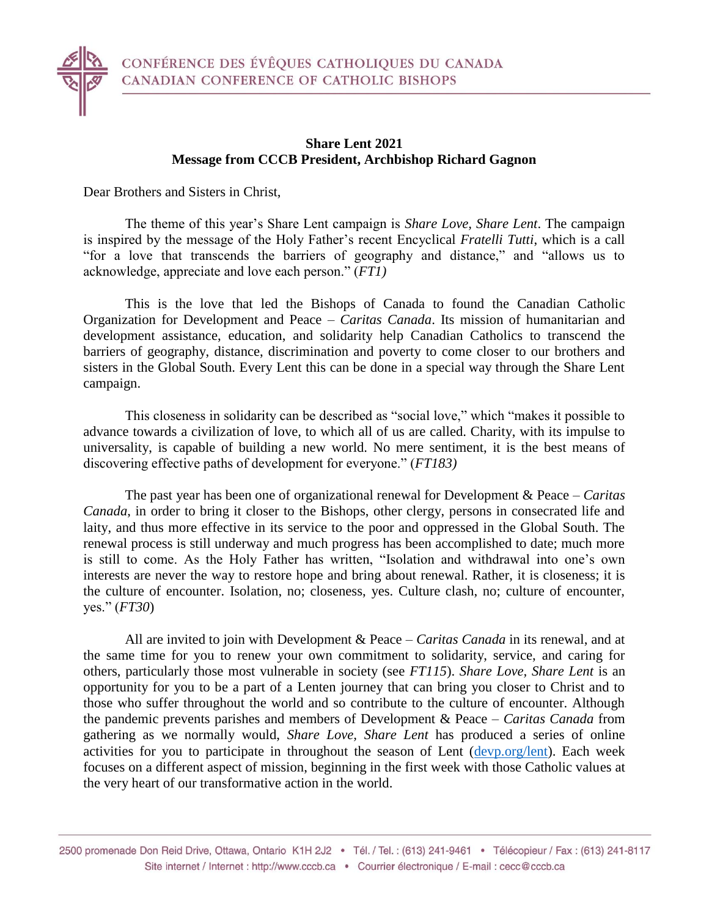CONFÉRENCE DES ÉVÊQUES CATHOLIQUES DU CANADA
CANADIAN CONFERENCE OF CATHOLIC BISHOPS

**Share Lent 2021**
**Message from CCCB President, Archbishop Richard Gagnon**

Dear Brothers and Sisters in Christ,

The theme of this year's Share Lent campaign is *Share Love, Share Lent*. The campaign is inspired by the message of the Holy Father's recent Encyclical *Fratelli Tutti*, which is a call "for a love that transcends the barriers of geography and distance," and "allows us to acknowledge, appreciate and love each person." (*FT1)*

This is the love that led the Bishops of Canada to found the Canadian Catholic Organization for Development and Peace – *Caritas Canada*. Its mission of humanitarian and development assistance, education, and solidarity help Canadian Catholics to transcend the barriers of geography, distance, discrimination and poverty to come closer to our brothers and sisters in the Global South. Every Lent this can be done in a special way through the Share Lent campaign.

This closeness in solidarity can be described as "social love," which "makes it possible to advance towards a civilization of love, to which all of us are called. Charity, with its impulse to universality, is capable of building a new world. No mere sentiment, it is the best means of discovering effective paths of development for everyone." (*FT183)*

The past year has been one of organizational renewal for Development & Peace – *Caritas Canada*, in order to bring it closer to the Bishops, other clergy, persons in consecrated life and laity, and thus more effective in its service to the poor and oppressed in the Global South. The renewal process is still underway and much progress has been accomplished to date; much more is still to come. As the Holy Father has written, "Isolation and withdrawal into one's own interests are never the way to restore hope and bring about renewal. Rather, it is closeness; it is the culture of encounter. Isolation, no; closeness, yes. Culture clash, no; culture of encounter, yes." (*FT30*)

All are invited to join with Development & Peace – *Caritas Canada* in its renewal, and at the same time for you to renew your own commitment to solidarity, service, and caring for others, particularly those most vulnerable in society (see *FT115*). *Share Love, Share Lent* is an opportunity for you to be a part of a Lenten journey that can bring you closer to Christ and to those who suffer throughout the world and so contribute to the culture of encounter. Although the pandemic prevents parishes and members of Development & Peace – *Caritas Canada* from gathering as we normally would, *Share Love, Share Lent* has produced a series of online activities for you to participate in throughout the season of Lent ([devp.org/lent](devp.org/lent)). Each week focuses on a different aspect of mission, beginning in the first week with those Catholic values at the very heart of our transformative action in the world.

2500 promenade Don Reid Drive, Ottawa, Ontario K1H 2J2 • Tél. / Tel. : (613) 241-9461 • Télécopieur / Fax : (613) 241-8117
Site internet / Internet : http://www.cccb.ca • Courrier électronique / E-mail : cecc@cccb.ca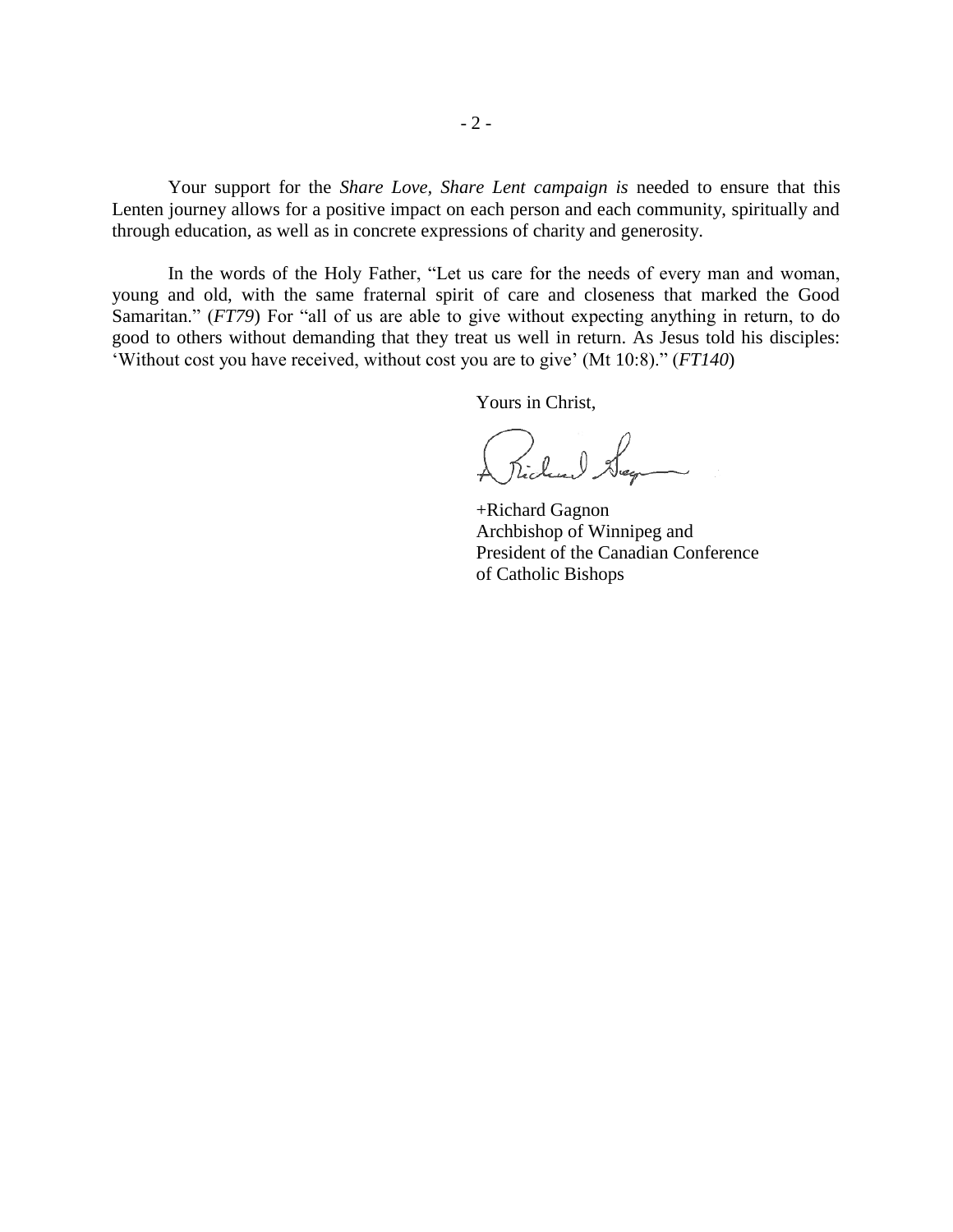Your support for the *Share Love, Share Lent campaign is* needed to ensure that this Lenten journey allows for a positive impact on each person and each community, spiritually and through education, as well as in concrete expressions of charity and generosity.

In the words of the Holy Father, "Let us care for the needs of every man and woman, young and old, with the same fraternal spirit of care and closeness that marked the Good Samaritan." (*FT79*) For "all of us are able to give without expecting anything in return, to do good to others without demanding that they treat us well in return. As Jesus told his disciples: 'Without cost you have received, without cost you are to give' (Mt 10:8)." (*FT140*)

Yours in Christ,

+Richard Gagnon
Archbishop of Winnipeg and
President of the Canadian Conference
of Catholic Bishops